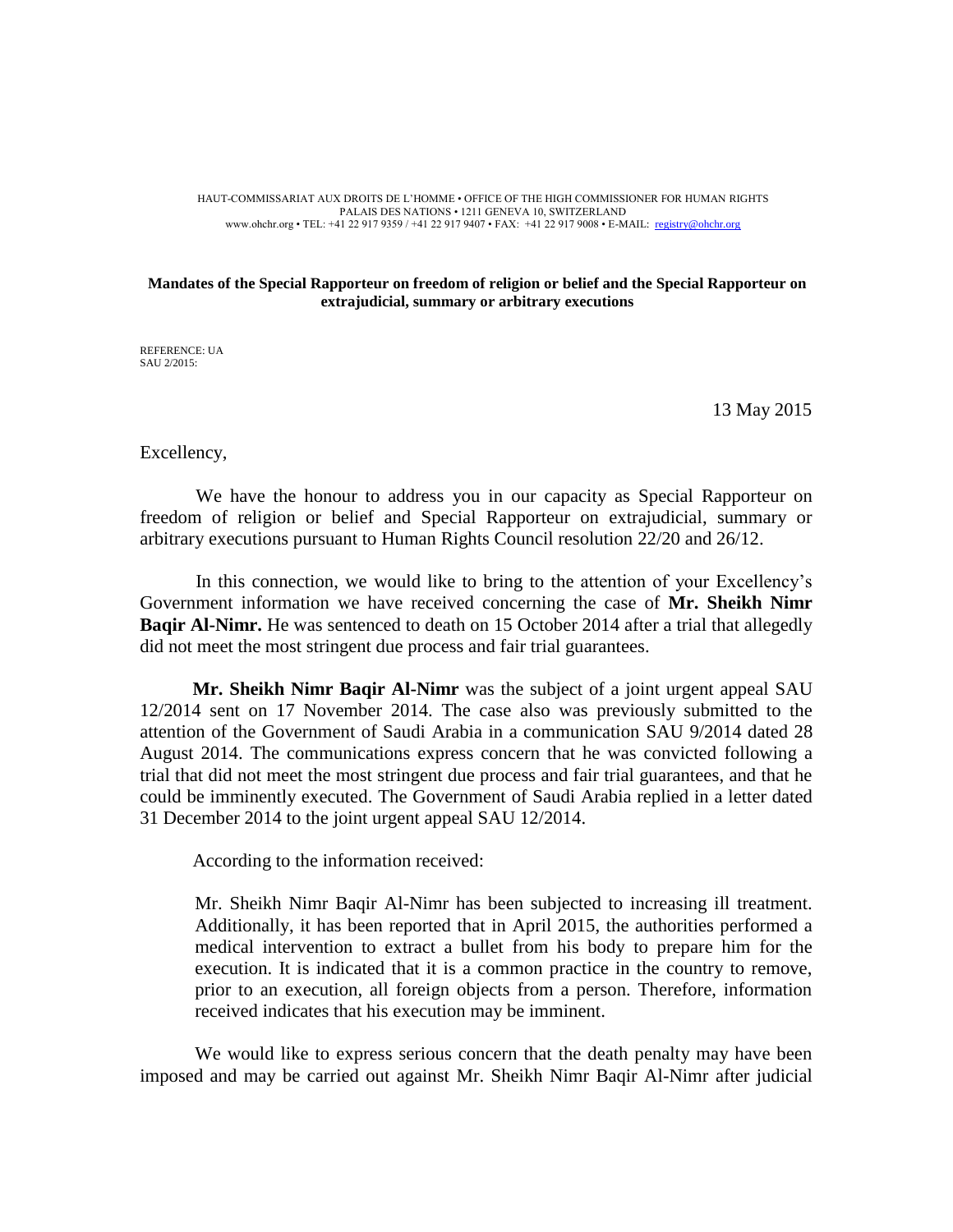HAUT-COMMISSARIAT AUX DROITS DE L'HOMME • OFFICE OF THE HIGH COMMISSIONER FOR HUMAN RIGHTS
PALAIS DES NATIONS • 1211 GENEVA 10, SWITZERLAND
www.ohchr.org • TEL: +41 22 917 9359 / +41 22 917 9407 • FAX: +41 22 917 9008 • E-MAIL: registry@ohchr.org

**Mandates of the Special Rapporteur on freedom of religion or belief and the Special Rapporteur on extrajudicial, summary or arbitrary executions**

REFERENCE: UA
SAU 2/2015:

13 May 2015

Excellency,

We have the honour to address you in our capacity as Special Rapporteur on freedom of religion or belief and Special Rapporteur on extrajudicial, summary or arbitrary executions pursuant to Human Rights Council resolution 22/20 and 26/12.

In this connection, we would like to bring to the attention of your Excellency's Government information we have received concerning the case of **Mr. Sheikh Nimr Baqir Al-Nimr.** He was sentenced to death on 15 October 2014 after a trial that allegedly did not meet the most stringent due process and fair trial guarantees.

**Mr. Sheikh Nimr Baqir Al-Nimr** was the subject of a joint urgent appeal SAU 12/2014 sent on 17 November 2014. The case also was previously submitted to the attention of the Government of Saudi Arabia in a communication SAU 9/2014 dated 28 August 2014. The communications express concern that he was convicted following a trial that did not meet the most stringent due process and fair trial guarantees, and that he could be imminently executed. The Government of Saudi Arabia replied in a letter dated 31 December 2014 to the joint urgent appeal SAU 12/2014.

According to the information received:

> Mr. Sheikh Nimr Baqir Al-Nimr has been subjected to increasing ill treatment. Additionally, it has been reported that in April 2015, the authorities performed a medical intervention to extract a bullet from his body to prepare him for the execution. It is indicated that it is a common practice in the country to remove, prior to an execution, all foreign objects from a person. Therefore, information received indicates that his execution may be imminent.

We would like to express serious concern that the death penalty may have been imposed and may be carried out against Mr. Sheikh Nimr Baqir Al-Nimr after judicial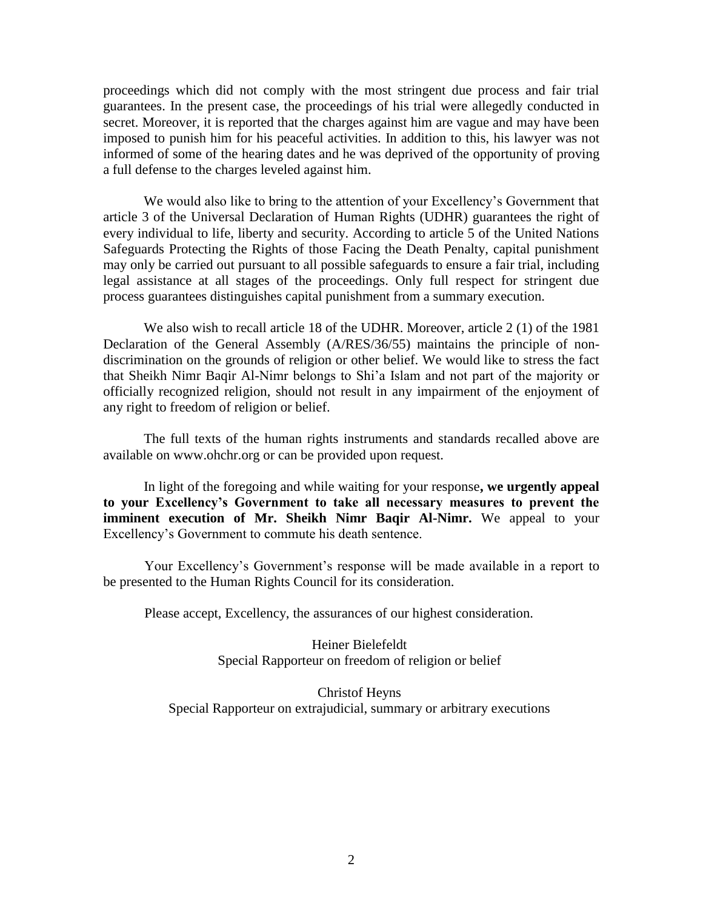proceedings which did not comply with the most stringent due process and fair trial guarantees. In the present case, the proceedings of his trial were allegedly conducted in secret. Moreover, it is reported that the charges against him are vague and may have been imposed to punish him for his peaceful activities. In addition to this, his lawyer was not informed of some of the hearing dates and he was deprived of the opportunity of proving a full defense to the charges leveled against him.

We would also like to bring to the attention of your Excellency's Government that article 3 of the Universal Declaration of Human Rights (UDHR) guarantees the right of every individual to life, liberty and security. According to article 5 of the United Nations Safeguards Protecting the Rights of those Facing the Death Penalty, capital punishment may only be carried out pursuant to all possible safeguards to ensure a fair trial, including legal assistance at all stages of the proceedings. Only full respect for stringent due process guarantees distinguishes capital punishment from a summary execution.

We also wish to recall article 18 of the UDHR. Moreover, article 2 (1) of the 1981 Declaration of the General Assembly (A/RES/36/55) maintains the principle of non-discrimination on the grounds of religion or other belief. We would like to stress the fact that Sheikh Nimr Baqir Al-Nimr belongs to Shi'a Islam and not part of the majority or officially recognized religion, should not result in any impairment of the enjoyment of any right to freedom of religion or belief.

The full texts of the human rights instruments and standards recalled above are available on www.ohchr.org or can be provided upon request.

In light of the foregoing and while waiting for your response**, we urgently appeal to your Excellency's Government to take all necessary measures to prevent the imminent execution of Mr. Sheikh Nimr Baqir Al-Nimr.** We appeal to your Excellency's Government to commute his death sentence.

Your Excellency's Government's response will be made available in a report to be presented to the Human Rights Council for its consideration.

Please accept, Excellency, the assurances of our highest consideration.

Heiner Bielefeldt
Special Rapporteur on freedom of religion or belief

Christof Heyns
Special Rapporteur on extrajudicial, summary or arbitrary executions